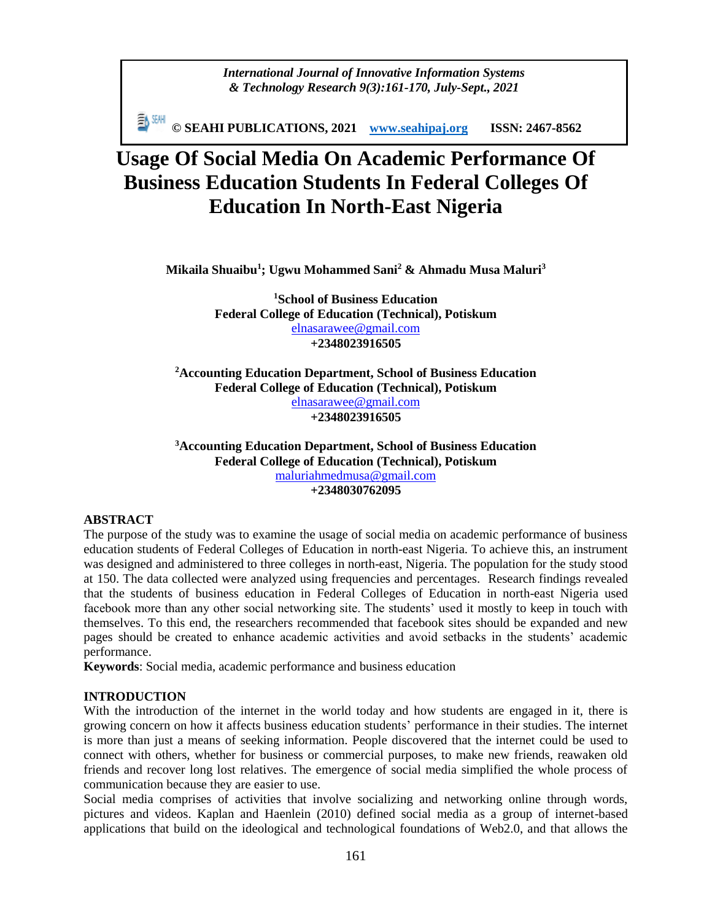# Usage Of Social Media On Academic Performance Of Business Education Students In Federal Colleges Of Education In North-East Nigeria

**Mikaila Shuaibu[1]; Ugwu Mohammed Sani[2] & Ahmadu Musa Maluri[3]**

**[1]School of Business Education**
**Federal College of Education (Technical), Potiskum**
elnasarawee@gmail.com
**+2348023916505**

**[2]Accounting Education Department, School of Business Education**
**Federal College of Education (Technical), Potiskum**
elnasarawee@gmail.com
**+2348023916505**

**[3]Accounting Education Department, School of Business Education**
**Federal College of Education (Technical), Potiskum**
maluriahmedmusa@gmail.com
**+2348030762095**

## ABSTRACT

The purpose of the study was to examine the usage of social media on academic performance of business education students of Federal Colleges of Education in north-east Nigeria. To achieve this, an instrument was designed and administered to three colleges in north-east, Nigeria. The population for the study stood at 150. The data collected were analyzed using frequencies and percentages. Research findings revealed that the students of business education in Federal Colleges of Education in north-east Nigeria used facebook more than any other social networking site. The students' used it mostly to keep in touch with themselves. To this end, the researchers recommended that facebook sites should be expanded and new pages should be created to enhance academic activities and avoid setbacks in the students' academic performance.

**Keywords**: Social media, academic performance and business education

## INTRODUCTION

With the introduction of the internet in the world today and how students are engaged in it, there is growing concern on how it affects business education students' performance in their studies. The internet is more than just a means of seeking information. People discovered that the internet could be used to connect with others, whether for business or commercial purposes, to make new friends, reawaken old friends and recover long lost relatives. The emergence of social media simplified the whole process of communication because they are easier to use.

Social media comprises of activities that involve socializing and networking online through words, pictures and videos. Kaplan and Haenlein (2010) defined social media as a group of internet-based applications that build on the ideological and technological foundations of Web2.0, and that allows the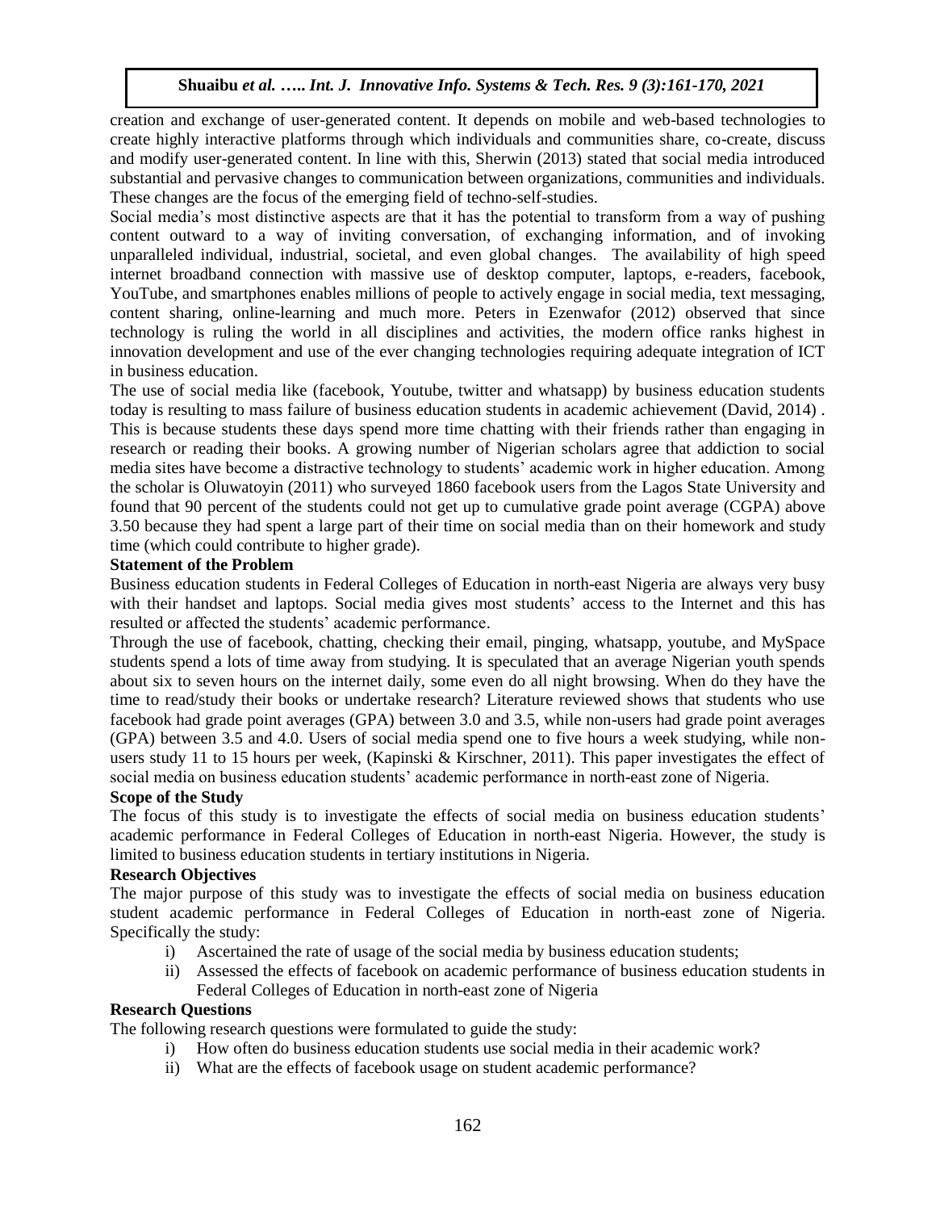creation and exchange of user-generated content. It depends on mobile and web-based technologies to create highly interactive platforms through which individuals and communities share, co-create, discuss and modify user-generated content. In line with this, Sherwin (2013) stated that social media introduced substantial and pervasive changes to communication between organizations, communities and individuals. These changes are the focus of the emerging field of techno-self-studies.

Social media's most distinctive aspects are that it has the potential to transform from a way of pushing content outward to a way of inviting conversation, of exchanging information, and of invoking unparalleled individual, industrial, societal, and even global changes. The availability of high speed internet broadband connection with massive use of desktop computer, laptops, e-readers, facebook, YouTube, and smartphones enables millions of people to actively engage in social media, text messaging, content sharing, online-learning and much more. Peters in Ezenwafor (2012) observed that since technology is ruling the world in all disciplines and activities, the modern office ranks highest in innovation development and use of the ever changing technologies requiring adequate integration of ICT in business education.

The use of social media like (facebook, Youtube, twitter and whatsapp) by business education students today is resulting to mass failure of business education students in academic achievement (David, 2014) . This is because students these days spend more time chatting with their friends rather than engaging in research or reading their books. A growing number of Nigerian scholars agree that addiction to social media sites have become a distractive technology to students' academic work in higher education. Among the scholar is Oluwatoyin (2011) who surveyed 1860 facebook users from the Lagos State University and found that 90 percent of the students could not get up to cumulative grade point average (CGPA) above 3.50 because they had spent a large part of their time on social media than on their homework and study time (which could contribute to higher grade).

**Statement of the Problem**

Business education students in Federal Colleges of Education in north-east Nigeria are always very busy with their handset and laptops. Social media gives most students' access to the Internet and this has resulted or affected the students' academic performance.

Through the use of facebook, chatting, checking their email, pinging, whatsapp, youtube, and MySpace students spend a lots of time away from studying. It is speculated that an average Nigerian youth spends about six to seven hours on the internet daily, some even do all night browsing. When do they have the time to read/study their books or undertake research? Literature reviewed shows that students who use facebook had grade point averages (GPA) between 3.0 and 3.5, while non-users had grade point averages (GPA) between 3.5 and 4.0. Users of social media spend one to five hours a week studying, while non-users study 11 to 15 hours per week, (Kapinski & Kirschner, 2011). This paper investigates the effect of social media on business education students' academic performance in north-east zone of Nigeria.

**Scope of the Study**

The focus of this study is to investigate the effects of social media on business education students' academic performance in Federal Colleges of Education in north-east Nigeria. However, the study is limited to business education students in tertiary institutions in Nigeria.

**Research Objectives**

The major purpose of this study was to investigate the effects of social media on business education student academic performance in Federal Colleges of Education in north-east zone of Nigeria. Specifically the study:

i) Ascertained the rate of usage of the social media by business education students;
ii) Assessed the effects of facebook on academic performance of business education students in Federal Colleges of Education in north-east zone of Nigeria

**Research Questions**

The following research questions were formulated to guide the study:

i) How often do business education students use social media in their academic work?
ii) What are the effects of facebook usage on student academic performance?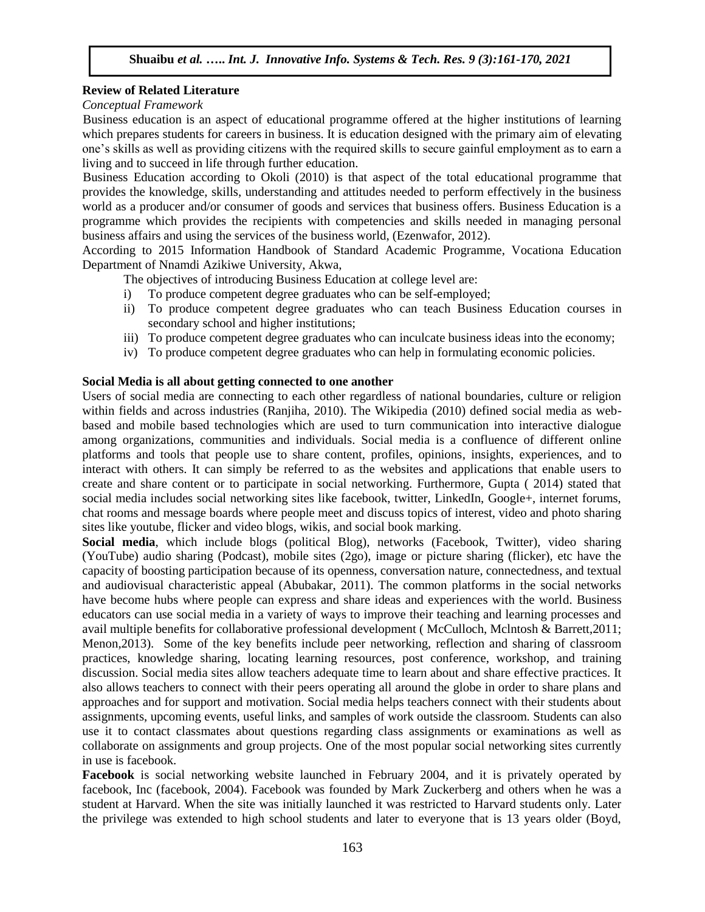## Review of Related Literature

*Conceptual Framework*

Business education is an aspect of educational programme offered at the higher institutions of learning which prepares students for careers in business. It is education designed with the primary aim of elevating one's skills as well as providing citizens with the required skills to secure gainful employment as to earn a living and to succeed in life through further education.

Business Education according to Okoli (2010) is that aspect of the total educational programme that provides the knowledge, skills, understanding and attitudes needed to perform effectively in the business world as a producer and/or consumer of goods and services that business offers. Business Education is a programme which provides the recipients with competencies and skills needed in managing personal business affairs and using the services of the business world, (Ezenwafor, 2012).

According to 2015 Information Handbook of Standard Academic Programme, Vocationa Education Department of Nnamdi Azikiwe University, Akwa,

The objectives of introducing Business Education at college level are:

i) To produce competent degree graduates who can be self-employed;
ii) To produce competent degree graduates who can teach Business Education courses in secondary school and higher institutions;
iii) To produce competent degree graduates who can inculcate business ideas into the economy;
iv) To produce competent degree graduates who can help in formulating economic policies.

**Social Media is all about getting connected to one another**

Users of social media are connecting to each other regardless of national boundaries, culture or religion within fields and across industries (Ranjiha, 2010). The Wikipedia (2010) defined social media as web-based and mobile based technologies which are used to turn communication into interactive dialogue among organizations, communities and individuals. Social media is a confluence of different online platforms and tools that people use to share content, profiles, opinions, insights, experiences, and to interact with others. It can simply be referred to as the websites and applications that enable users to create and share content or to participate in social networking. Furthermore, Gupta ( 2014) stated that social media includes social networking sites like facebook, twitter, LinkedIn, Google+, internet forums, chat rooms and message boards where people meet and discuss topics of interest, video and photo sharing sites like youtube, flicker and video blogs, wikis, and social book marking.

**Social media**, which include blogs (political Blog), networks (Facebook, Twitter), video sharing (YouTube) audio sharing (Podcast), mobile sites (2go), image or picture sharing (flicker), etc have the capacity of boosting participation because of its openness, conversation nature, connectedness, and textual and audiovisual characteristic appeal (Abubakar, 2011). The common platforms in the social networks have become hubs where people can express and share ideas and experiences with the world. Business educators can use social media in a variety of ways to improve their teaching and learning processes and avail multiple benefits for collaborative professional development ( McCulloch, Mclntosh & Barrett,2011; Menon,2013). Some of the key benefits include peer networking, reflection and sharing of classroom practices, knowledge sharing, locating learning resources, post conference, workshop, and training discussion. Social media sites allow teachers adequate time to learn about and share effective practices. It also allows teachers to connect with their peers operating all around the globe in order to share plans and approaches and for support and motivation. Social media helps teachers connect with their students about assignments, upcoming events, useful links, and samples of work outside the classroom. Students can also use it to contact classmates about questions regarding class assignments or examinations as well as collaborate on assignments and group projects. One of the most popular social networking sites currently in use is facebook.

**Facebook** is social networking website launched in February 2004, and it is privately operated by facebook, Inc (facebook, 2004). Facebook was founded by Mark Zuckerberg and others when he was a student at Harvard. When the site was initially launched it was restricted to Harvard students only. Later the privilege was extended to high school students and later to everyone that is 13 years older (Boyd,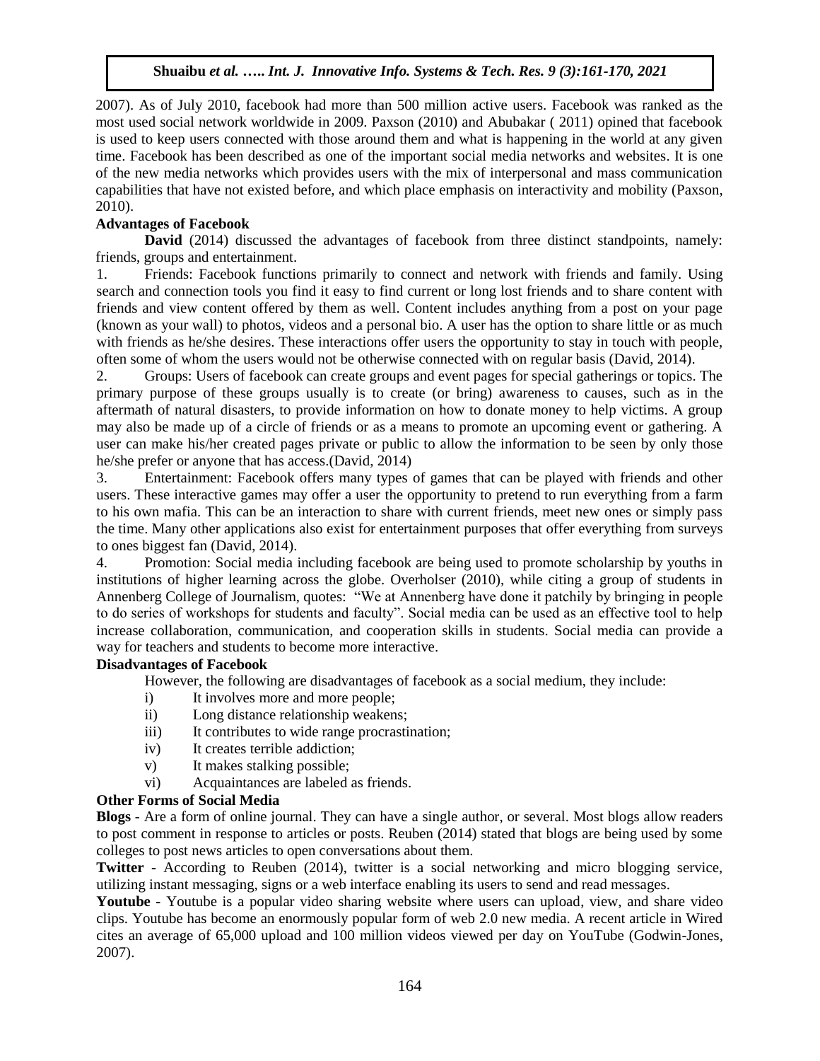2007). As of July 2010, facebook had more than 500 million active users. Facebook was ranked as the most used social network worldwide in 2009. Paxson (2010) and Abubakar ( 2011) opined that facebook is used to keep users connected with those around them and what is happening in the world at any given time. Facebook has been described as one of the important social media networks and websites. It is one of the new media networks which provides users with the mix of interpersonal and mass communication capabilities that have not existed before, and which place emphasis on interactivity and mobility (Paxson, 2010).

**Advantages of Facebook**

**David** (2014) discussed the advantages of facebook from three distinct standpoints, namely: friends, groups and entertainment.

1. Friends: Facebook functions primarily to connect and network with friends and family. Using search and connection tools you find it easy to find current or long lost friends and to share content with friends and view content offered by them as well. Content includes anything from a post on your page (known as your wall) to photos, videos and a personal bio. A user has the option to share little or as much with friends as he/she desires. These interactions offer users the opportunity to stay in touch with people, often some of whom the users would not be otherwise connected with on regular basis (David, 2014).
2. Groups: Users of facebook can create groups and event pages for special gatherings or topics. The primary purpose of these groups usually is to create (or bring) awareness to causes, such as in the aftermath of natural disasters, to provide information on how to donate money to help victims. A group may also be made up of a circle of friends or as a means to promote an upcoming event or gathering. A user can make his/her created pages private or public to allow the information to be seen by only those he/she prefer or anyone that has access.(David, 2014)
3. Entertainment: Facebook offers many types of games that can be played with friends and other users. These interactive games may offer a user the opportunity to pretend to run everything from a farm to his own mafia. This can be an interaction to share with current friends, meet new ones or simply pass the time. Many other applications also exist for entertainment purposes that offer everything from surveys to ones biggest fan (David, 2014).
4. Promotion: Social media including facebook are being used to promote scholarship by youths in institutions of higher learning across the globe. Overholser (2010), while citing a group of students in Annenberg College of Journalism, quotes: "We at Annenberg have done it patchily by bringing in people to do series of workshops for students and faculty". Social media can be used as an effective tool to help increase collaboration, communication, and cooperation skills in students. Social media can provide a way for teachers and students to become more interactive.

**Disadvantages of Facebook**

However, the following are disadvantages of facebook as a social medium, they include:

i) It involves more and more people;
ii) Long distance relationship weakens;
iii) It contributes to wide range procrastination;
iv) It creates terrible addiction;
v) It makes stalking possible;
vi) Acquaintances are labeled as friends.

**Other Forms of Social Media**

**Blogs -** Are a form of online journal. They can have a single author, or several. Most blogs allow readers to post comment in response to articles or posts. Reuben (2014) stated that blogs are being used by some colleges to post news articles to open conversations about them.

**Twitter -** According to Reuben (2014), twitter is a social networking and micro blogging service, utilizing instant messaging, signs or a web interface enabling its users to send and read messages.

**Youtube -** Youtube is a popular video sharing website where users can upload, view, and share video clips. Youtube has become an enormously popular form of web 2.0 new media. A recent article in Wired cites an average of 65,000 upload and 100 million videos viewed per day on YouTube (Godwin-Jones, 2007).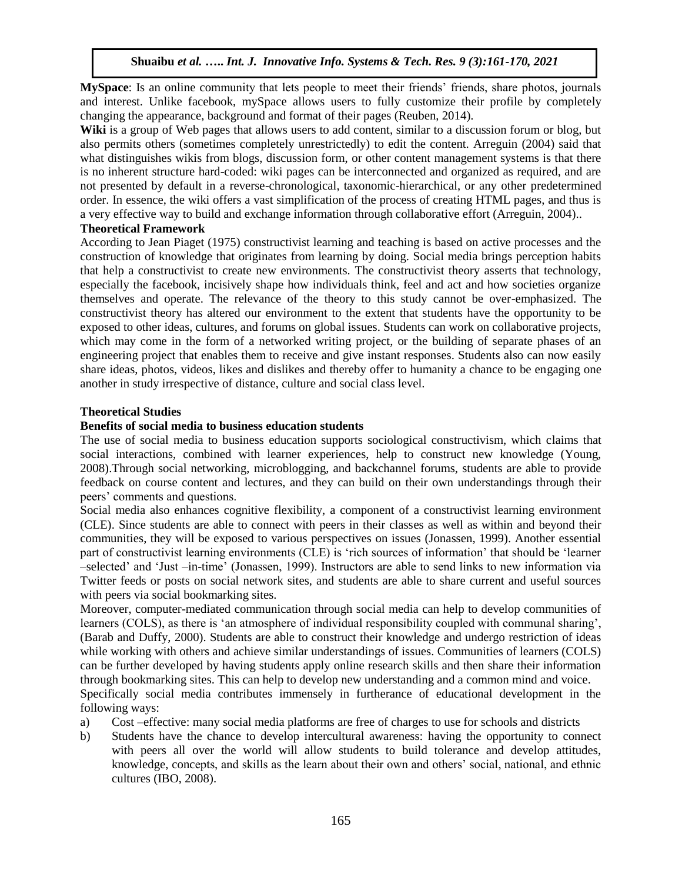**MySpace**: Is an online community that lets people to meet their friends' friends, share photos, journals and interest. Unlike facebook, mySpace allows users to fully customize their profile by completely changing the appearance, background and format of their pages (Reuben, 2014).

**Wiki** is a group of Web pages that allows users to add content, similar to a discussion forum or blog, but also permits others (sometimes completely unrestrictedly) to edit the content. Arreguin (2004) said that what distinguishes wikis from blogs, discussion form, or other content management systems is that there is no inherent structure hard-coded: wiki pages can be interconnected and organized as required, and are not presented by default in a reverse-chronological, taxonomic-hierarchical, or any other predetermined order. In essence, the wiki offers a vast simplification of the process of creating HTML pages, and thus is a very effective way to build and exchange information through collaborative effort (Arreguin, 2004)..

### Theoretical Framework

According to Jean Piaget (1975) constructivist learning and teaching is based on active processes and the construction of knowledge that originates from learning by doing. Social media brings perception habits that help a constructivist to create new environments. The constructivist theory asserts that technology, especially the facebook, incisively shape how individuals think, feel and act and how societies organize themselves and operate. The relevance of the theory to this study cannot be over-emphasized. The constructivist theory has altered our environment to the extent that students have the opportunity to be exposed to other ideas, cultures, and forums on global issues. Students can work on collaborative projects, which may come in the form of a networked writing project, or the building of separate phases of an engineering project that enables them to receive and give instant responses. Students also can now easily share ideas, photos, videos, likes and dislikes and thereby offer to humanity a chance to be engaging one another in study irrespective of distance, culture and social class level.

### Theoretical Studies

#### Benefits of social media to business education students

The use of social media to business education supports sociological constructivism, which claims that social interactions, combined with learner experiences, help to construct new knowledge (Young, 2008).Through social networking, microblogging, and backchannel forums, students are able to provide feedback on course content and lectures, and they can build on their own understandings through their peers' comments and questions.

Social media also enhances cognitive flexibility, a component of a constructivist learning environment (CLE). Since students are able to connect with peers in their classes as well as within and beyond their communities, they will be exposed to various perspectives on issues (Jonassen, 1999). Another essential part of constructivist learning environments (CLE) is 'rich sources of information' that should be 'learner –selected' and 'Just –in-time' (Jonassen, 1999). Instructors are able to send links to new information via Twitter feeds or posts on social network sites, and students are able to share current and useful sources with peers via social bookmarking sites.

Moreover, computer-mediated communication through social media can help to develop communities of learners (COLS), as there is 'an atmosphere of individual responsibility coupled with communal sharing', (Barab and Duffy, 2000). Students are able to construct their knowledge and undergo restriction of ideas while working with others and achieve similar understandings of issues. Communities of learners (COLS) can be further developed by having students apply online research skills and then share their information through bookmarking sites. This can help to develop new understanding and a common mind and voice.

Specifically social media contributes immensely in furtherance of educational development in the following ways:

a) Cost –effective: many social media platforms are free of charges to use for schools and districts

b) Students have the chance to develop intercultural awareness: having the opportunity to connect with peers all over the world will allow students to build tolerance and develop attitudes, knowledge, concepts, and skills as the learn about their own and others' social, national, and ethnic cultures (IBO, 2008).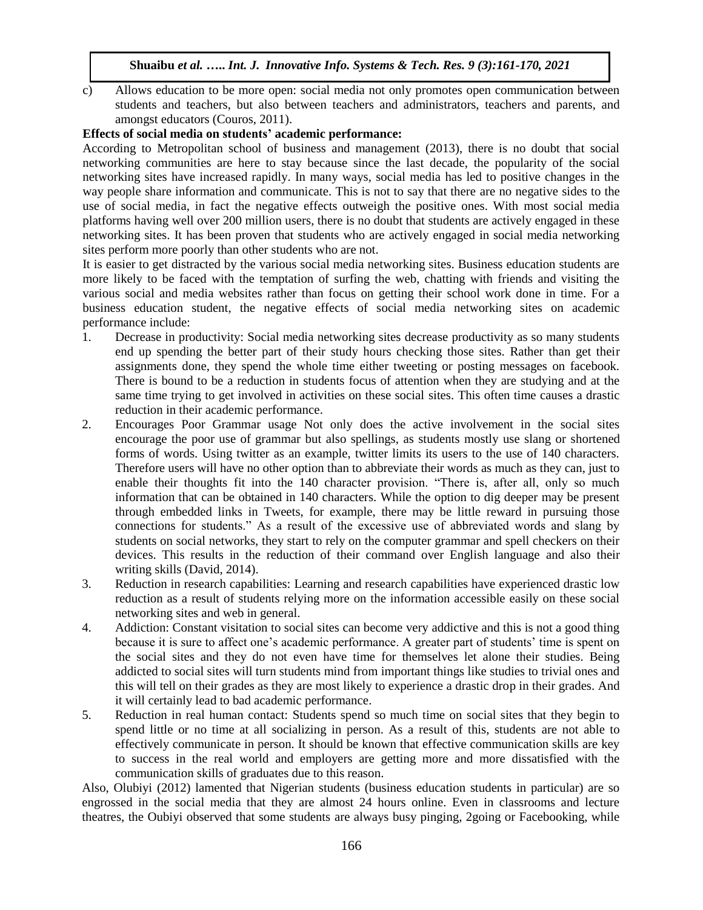c) Allows education to be more open: social media not only promotes open communication between students and teachers, but also between teachers and administrators, teachers and parents, and amongst educators (Couros, 2011).

**Effects of social media on students' academic performance:**

According to Metropolitan school of business and management (2013), there is no doubt that social networking communities are here to stay because since the last decade, the popularity of the social networking sites have increased rapidly. In many ways, social media has led to positive changes in the way people share information and communicate. This is not to say that there are no negative sides to the use of social media, in fact the negative effects outweigh the positive ones. With most social media platforms having well over 200 million users, there is no doubt that students are actively engaged in these networking sites. It has been proven that students who are actively engaged in social media networking sites perform more poorly than other students who are not.

It is easier to get distracted by the various social media networking sites. Business education students are more likely to be faced with the temptation of surfing the web, chatting with friends and visiting the various social and media websites rather than focus on getting their school work done in time. For a business education student, the negative effects of social media networking sites on academic performance include:

1. Decrease in productivity: Social media networking sites decrease productivity as so many students end up spending the better part of their study hours checking those sites. Rather than get their assignments done, they spend the whole time either tweeting or posting messages on facebook. There is bound to be a reduction in students focus of attention when they are studying and at the same time trying to get involved in activities on these social sites. This often time causes a drastic reduction in their academic performance.
2. Encourages Poor Grammar usage Not only does the active involvement in the social sites encourage the poor use of grammar but also spellings, as students mostly use slang or shortened forms of words. Using twitter as an example, twitter limits its users to the use of 140 characters. Therefore users will have no other option than to abbreviate their words as much as they can, just to enable their thoughts fit into the 140 character provision. "There is, after all, only so much information that can be obtained in 140 characters. While the option to dig deeper may be present through embedded links in Tweets, for example, there may be little reward in pursuing those connections for students." As a result of the excessive use of abbreviated words and slang by students on social networks, they start to rely on the computer grammar and spell checkers on their devices. This results in the reduction of their command over English language and also their writing skills (David, 2014).
3. Reduction in research capabilities: Learning and research capabilities have experienced drastic low reduction as a result of students relying more on the information accessible easily on these social networking sites and web in general.
4. Addiction: Constant visitation to social sites can become very addictive and this is not a good thing because it is sure to affect one's academic performance. A greater part of students' time is spent on the social sites and they do not even have time for themselves let alone their studies. Being addicted to social sites will turn students mind from important things like studies to trivial ones and this will tell on their grades as they are most likely to experience a drastic drop in their grades. And it will certainly lead to bad academic performance.
5. Reduction in real human contact: Students spend so much time on social sites that they begin to spend little or no time at all socializing in person. As a result of this, students are not able to effectively communicate in person. It should be known that effective communication skills are key to success in the real world and employers are getting more and more dissatisfied with the communication skills of graduates due to this reason.

Also, Olubiyi (2012) lamented that Nigerian students (business education students in particular) are so engrossed in the social media that they are almost 24 hours online. Even in classrooms and lecture theatres, the Oubiyi observed that some students are always busy pinging, 2going or Facebooking, while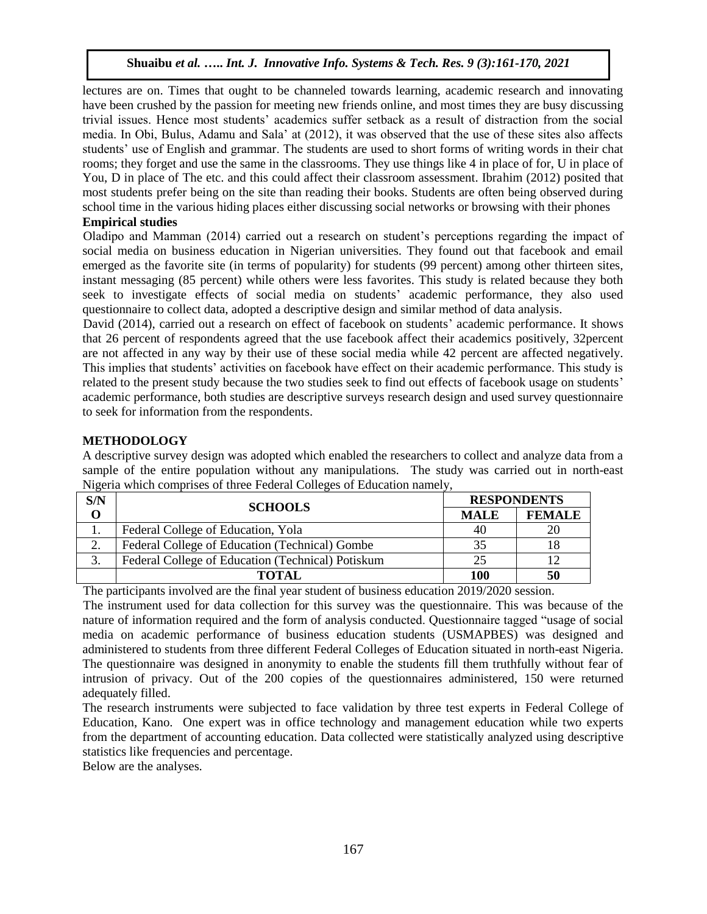lectures are on. Times that ought to be channeled towards learning, academic research and innovating have been crushed by the passion for meeting new friends online, and most times they are busy discussing trivial issues. Hence most students' academics suffer setback as a result of distraction from the social media. In Obi, Bulus, Adamu and Sala' at (2012), it was observed that the use of these sites also affects students' use of English and grammar. The students are used to short forms of writing words in their chat rooms; they forget and use the same in the classrooms. They use things like 4 in place of for, U in place of You, D in place of The etc. and this could affect their classroom assessment. Ibrahim (2012) posited that most students prefer being on the site than reading their books. Students are often being observed during school time in the various hiding places either discussing social networks or browsing with their phones

**Empirical studies**

Oladipo and Mamman (2014) carried out a research on student's perceptions regarding the impact of social media on business education in Nigerian universities. They found out that facebook and email emerged as the favorite site (in terms of popularity) for students (99 percent) among other thirteen sites, instant messaging (85 percent) while others were less favorites. This study is related because they both seek to investigate effects of social media on students' academic performance, they also used questionnaire to collect data, adopted a descriptive design and similar method of data analysis.

David (2014), carried out a research on effect of facebook on students' academic performance. It shows that 26 percent of respondents agreed that the use facebook affect their academics positively, 32percent are not affected in any way by their use of these social media while 42 percent are affected negatively. This implies that students' activities on facebook have effect on their academic performance. This study is related to the present study because the two studies seek to find out effects of facebook usage on students' academic performance, both studies are descriptive surveys research design and used survey questionnaire to seek for information from the respondents.

## METHODOLOGY

A descriptive survey design was adopted which enabled the researchers to collect and analyze data from a sample of the entire population without any manipulations. The study was carried out in north-east Nigeria which comprises of three Federal Colleges of Education namely,

| S/NO | SCHOOLS | RESPONDENTS | |
|---|---|---|---|
| | | MALE | FEMALE |
| 1. | Federal College of Education, Yola | 40 | 20 |
| 2. | Federal College of Education (Technical) Gombe | 35 | 18 |
| 3. | Federal College of Education (Technical) Potiskum | 25 | 12 |
| | **TOTAL** | **100** | **50** |

The participants involved are the final year student of business education 2019/2020 session.

The instrument used for data collection for this survey was the questionnaire. This was because of the nature of information required and the form of analysis conducted. Questionnaire tagged "usage of social media on academic performance of business education students (USMAPBES) was designed and administered to students from three different Federal Colleges of Education situated in north-east Nigeria. The questionnaire was designed in anonymity to enable the students fill them truthfully without fear of intrusion of privacy. Out of the 200 copies of the questionnaires administered, 150 were returned adequately filled.

The research instruments were subjected to face validation by three test experts in Federal College of Education, Kano. One expert was in office technology and management education while two experts from the department of accounting education. Data collected were statistically analyzed using descriptive statistics like frequencies and percentage.

Below are the analyses.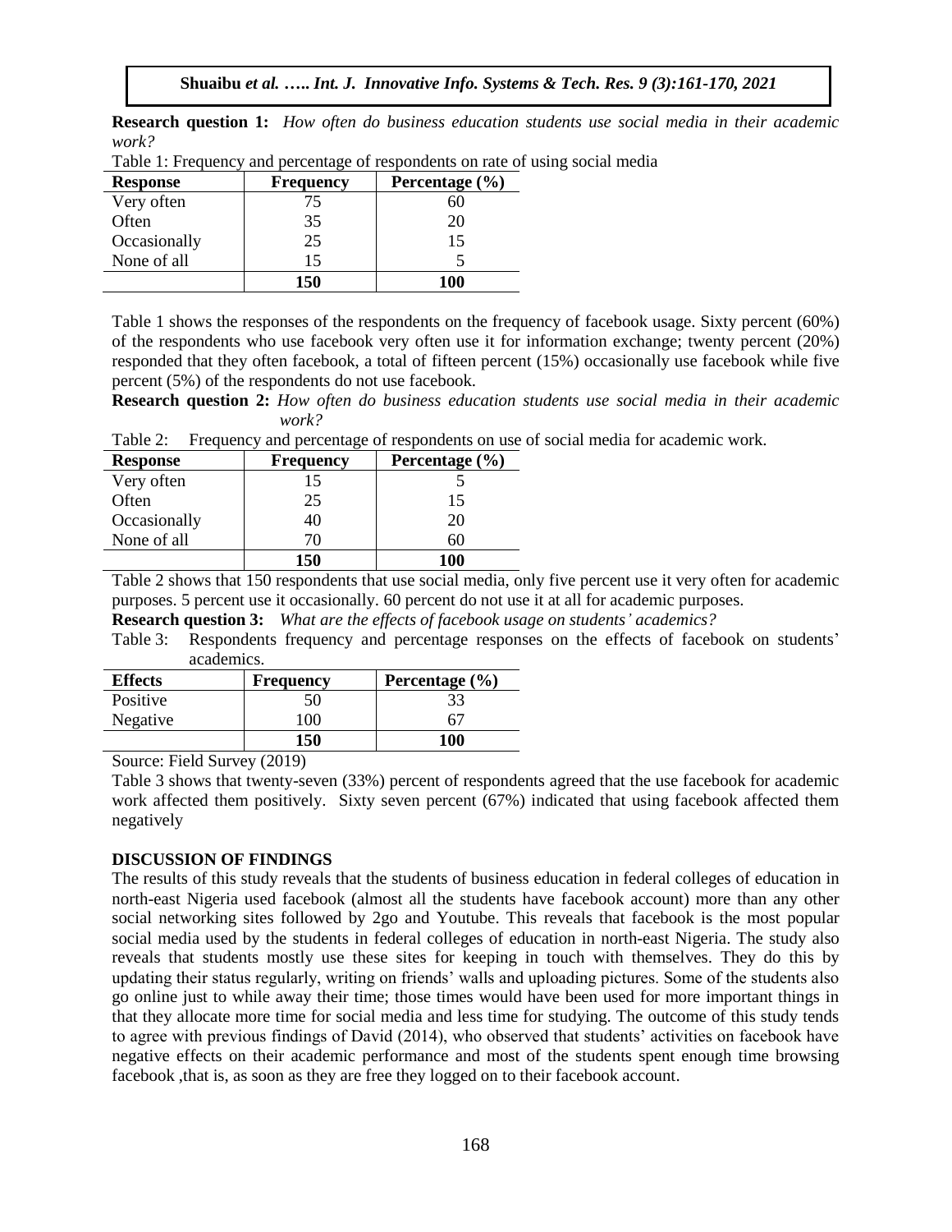**Research question 1:** *How often do business education students use social media in their academic work?*

Table 1: Frequency and percentage of respondents on rate of using social media

| Response | Frequency | Percentage (%) |
|---|---|---|
| Very often | 75 | 60 |
| Often | 35 | 20 |
| Occasionally | 25 | 15 |
| None of all | 15 | 5 |
| | **150** | **100** |

Table 1 shows the responses of the respondents on the frequency of facebook usage. Sixty percent (60%) of the respondents who use facebook very often use it for information exchange; twenty percent (20%) responded that they often facebook, a total of fifteen percent (15%) occasionally use facebook while five percent (5%) of the respondents do not use facebook.

**Research question 2:** *How often do business education students use social media in their academic work?*

Table 2: Frequency and percentage of respondents on use of social media for academic work.

| Response | Frequency | Percentage (%) |
|---|---|---|
| Very often | 15 | 5 |
| Often | 25 | 15 |
| Occasionally | 40 | 20 |
| None of all | 70 | 60 |
| | **150** | **100** |

Table 2 shows that 150 respondents that use social media, only five percent use it very often for academic purposes. 5 percent use it occasionally. 60 percent do not use it at all for academic purposes.

**Research question 3:** *What are the effects of facebook usage on students' academics?*

Table 3: Respondents frequency and percentage responses on the effects of facebook on students' academics.

| Effects | Frequency | Percentage (%) |
|---|---|---|
| Positive | 50 | 33 |
| Negative | 100 | 67 |
| | **150** | **100** |

Source: Field Survey (2019)

Table 3 shows that twenty-seven (33%) percent of respondents agreed that the use facebook for academic work affected them positively. Sixty seven percent (67%) indicated that using facebook affected them negatively

## DISCUSSION OF FINDINGS

The results of this study reveals that the students of business education in federal colleges of education in north-east Nigeria used facebook (almost all the students have facebook account) more than any other social networking sites followed by 2go and Youtube. This reveals that facebook is the most popular social media used by the students in federal colleges of education in north-east Nigeria. The study also reveals that students mostly use these sites for keeping in touch with themselves. They do this by updating their status regularly, writing on friends' walls and uploading pictures. Some of the students also go online just to while away their time; those times would have been used for more important things in that they allocate more time for social media and less time for studying. The outcome of this study tends to agree with previous findings of David (2014), who observed that students' activities on facebook have negative effects on their academic performance and most of the students spent enough time browsing facebook ,that is, as soon as they are free they logged on to their facebook account.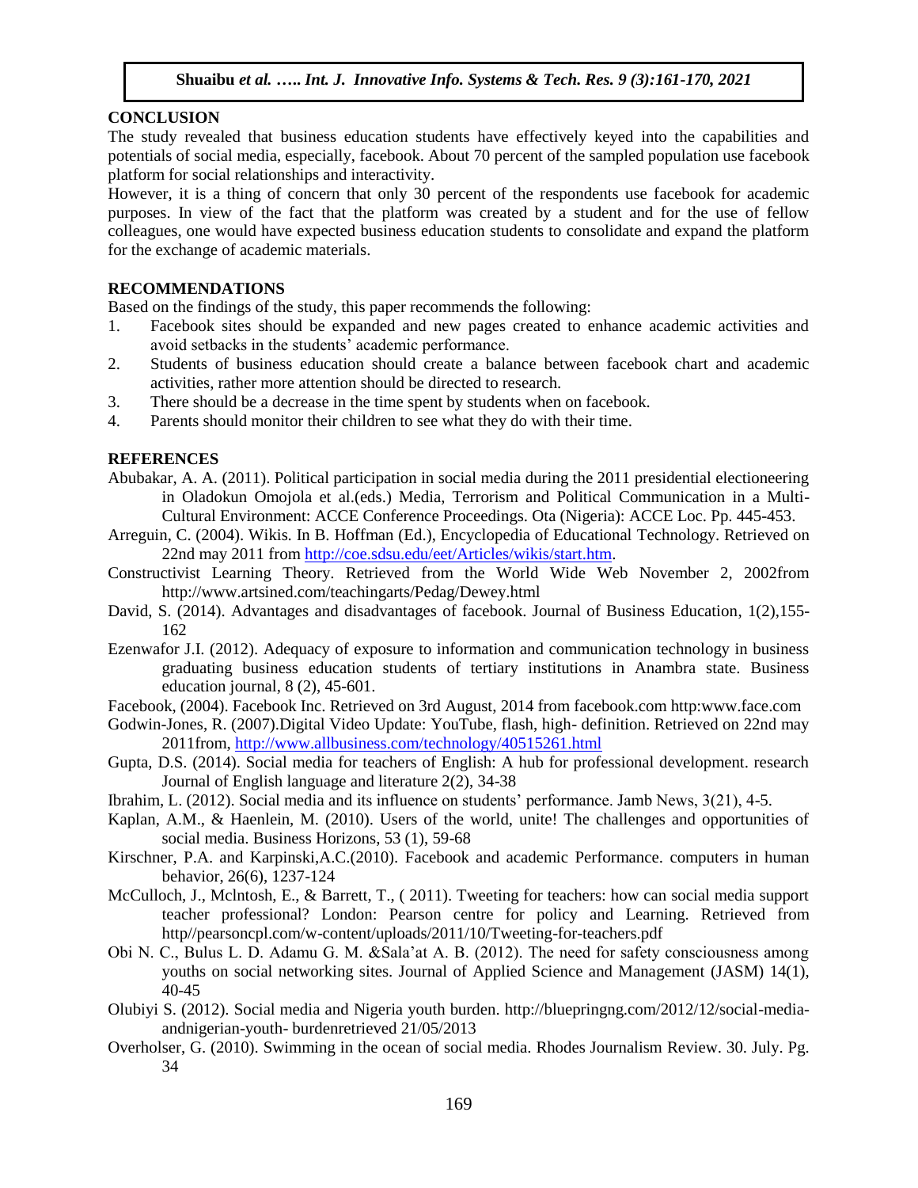## CONCLUSION

The study revealed that business education students have effectively keyed into the capabilities and potentials of social media, especially, facebook. About 70 percent of the sampled population use facebook platform for social relationships and interactivity.

However, it is a thing of concern that only 30 percent of the respondents use facebook for academic purposes. In view of the fact that the platform was created by a student and for the use of fellow colleagues, one would have expected business education students to consolidate and expand the platform for the exchange of academic materials.

## RECOMMENDATIONS

Based on the findings of the study, this paper recommends the following:

1. Facebook sites should be expanded and new pages created to enhance academic activities and avoid setbacks in the students' academic performance.
2. Students of business education should create a balance between facebook chart and academic activities, rather more attention should be directed to research.
3. There should be a decrease in the time spent by students when on facebook.
4. Parents should monitor their children to see what they do with their time.

## REFERENCES

Abubakar, A. A. (2011). Political participation in social media during the 2011 presidential electioneering in Oladokun Omojola et al.(eds.) Media, Terrorism and Political Communication in a Multi-Cultural Environment: ACCE Conference Proceedings. Ota (Nigeria): ACCE Loc. Pp. 445-453.

Arreguin, C. (2004). Wikis. In B. Hoffman (Ed.), Encyclopedia of Educational Technology. Retrieved on 22nd may 2011 from http://coe.sdsu.edu/eet/Articles/wikis/start.htm.

Constructivist Learning Theory. Retrieved from the World Wide Web November 2, 2002from http://www.artsined.com/teachingarts/Pedag/Dewey.html

David, S. (2014). Advantages and disadvantages of facebook. Journal of Business Education, 1(2),155-162

Ezenwafor J.I. (2012). Adequacy of exposure to information and communication technology in business graduating business education students of tertiary institutions in Anambra state. Business education journal, 8 (2), 45-601.

Facebook, (2004). Facebook Inc. Retrieved on 3rd August, 2014 from facebook.com http:www.face.com

Godwin-Jones, R. (2007).Digital Video Update: YouTube, flash, high- definition. Retrieved on 22nd may 2011from, http://www.allbusiness.com/technology/40515261.html

Gupta, D.S. (2014). Social media for teachers of English: A hub for professional development. research Journal of English language and literature 2(2), 34-38

Ibrahim, L. (2012). Social media and its influence on students' performance. Jamb News, 3(21), 4-5.

Kaplan, A.M., & Haenlein, M. (2010). Users of the world, unite! The challenges and opportunities of social media. Business Horizons, 53 (1), 59-68

Kirschner, P.A. and Karpinski,A.C.(2010). Facebook and academic Performance. computers in human behavior, 26(6), 1237-124

McCulloch, J., Mclntosh, E., & Barrett, T., ( 2011). Tweeting for teachers: how can social media support teacher professional? London: Pearson centre for policy and Learning. Retrieved from http//pearsoncpl.com/w-content/uploads/2011/10/Tweeting-for-teachers.pdf

Obi N. C., Bulus L. D. Adamu G. M. &Sala'at A. B. (2012). The need for safety consciousness among youths on social networking sites. Journal of Applied Science and Management (JASM) 14(1), 40-45

Olubiyi S. (2012). Social media and Nigeria youth burden. http://bluepringng.com/2012/12/social-media-andnigerian-youth- burdenretrieved 21/05/2013

Overholser, G. (2010). Swimming in the ocean of social media. Rhodes Journalism Review. 30. July. Pg. 34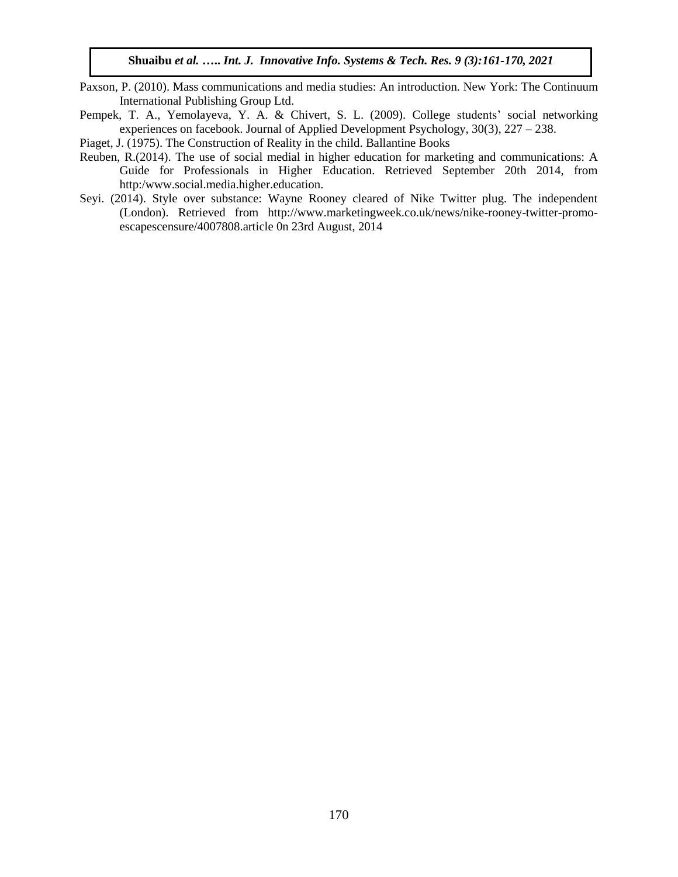Paxson, P. (2010). Mass communications and media studies: An introduction. New York: The Continuum International Publishing Group Ltd.

Pempek, T. A., Yemolayeva, Y. A. & Chivert, S. L. (2009). College students' social networking experiences on facebook. Journal of Applied Development Psychology, 30(3), 227 – 238.

Piaget, J. (1975). The Construction of Reality in the child. Ballantine Books

Reuben, R.(2014). The use of social medial in higher education for marketing and communications: A Guide for Professionals in Higher Education. Retrieved September 20th 2014, from http:/www.social.media.higher.education.

Seyi. (2014). Style over substance: Wayne Rooney cleared of Nike Twitter plug. The independent (London). Retrieved from http://www.marketingweek.co.uk/news/nike-rooney-twitter-promo-escapescensure/4007808.article 0n 23rd August, 2014